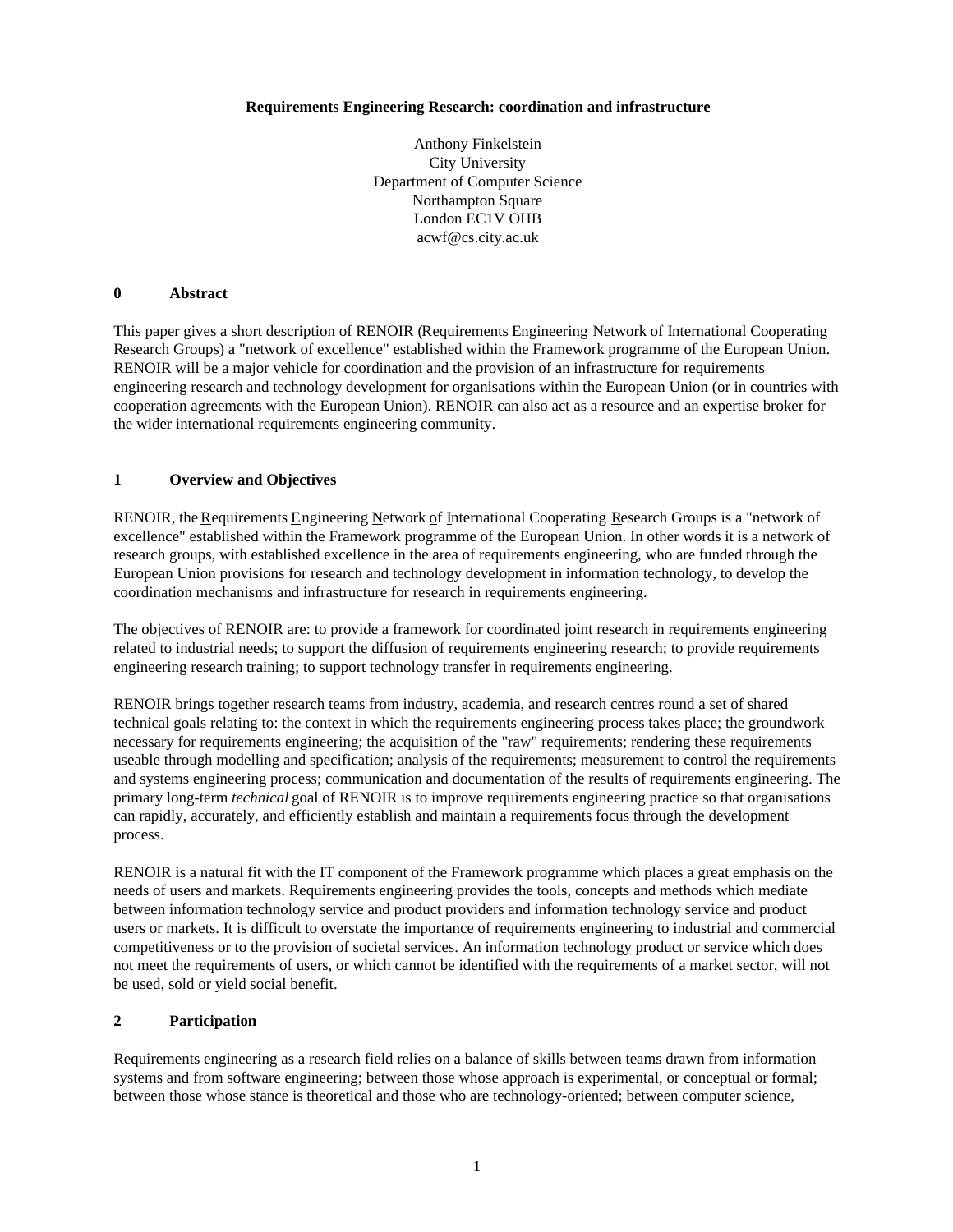**Requirements Engineering Research: coordination and infrastructure**

Anthony Finkelstein
City University
Department of Computer Science
Northampton Square
London EC1V OHB
acwf@cs.city.ac.uk

## 0 Abstract

This paper gives a short description of RENOIR (Requirements Engineering Network of International Cooperating Research Groups) a "network of excellence" established within the Framework programme of the European Union. RENOIR will be a major vehicle for coordination and the provision of an infrastructure for requirements engineering research and technology development for organisations within the European Union (or in countries with cooperation agreements with the European Union). RENOIR can also act as a resource and an expertise broker for the wider international requirements engineering community.

## 1 Overview and Objectives

RENOIR, the Requirements Engineering Network of International Cooperating Research Groups is a "network of excellence" established within the Framework programme of the European Union. In other words it is a network of research groups, with established excellence in the area of requirements engineering, who are funded through the European Union provisions for research and technology development in information technology, to develop the coordination mechanisms and infrastructure for research in requirements engineering.

The objectives of RENOIR are: to provide a framework for coordinated joint research in requirements engineering related to industrial needs; to support the diffusion of requirements engineering research; to provide requirements engineering research training; to support technology transfer in requirements engineering.

RENOIR brings together research teams from industry, academia, and research centres round a set of shared technical goals relating to: the context in which the requirements engineering process takes place; the groundwork necessary for requirements engineering; the acquisition of the "raw" requirements; rendering these requirements useable through modelling and specification; analysis of the requirements; measurement to control the requirements and systems engineering process; communication and documentation of the results of requirements engineering. The primary long-term *technical* goal of RENOIR is to improve requirements engineering practice so that organisations can rapidly, accurately, and efficiently establish and maintain a requirements focus through the development process.

RENOIR is a natural fit with the IT component of the Framework programme which places a great emphasis on the needs of users and markets. Requirements engineering provides the tools, concepts and methods which mediate between information technology service and product providers and information technology service and product users or markets. It is difficult to overstate the importance of requirements engineering to industrial and commercial competitiveness or to the provision of societal services. An information technology product or service which does not meet the requirements of users, or which cannot be identified with the requirements of a market sector, will not be used, sold or yield social benefit.

## 2 Participation

Requirements engineering as a research field relies on a balance of skills between teams drawn from information systems and from software engineering; between those whose approach is experimental, or conceptual or formal; between those whose stance is theoretical and those who are technology-oriented; between computer science,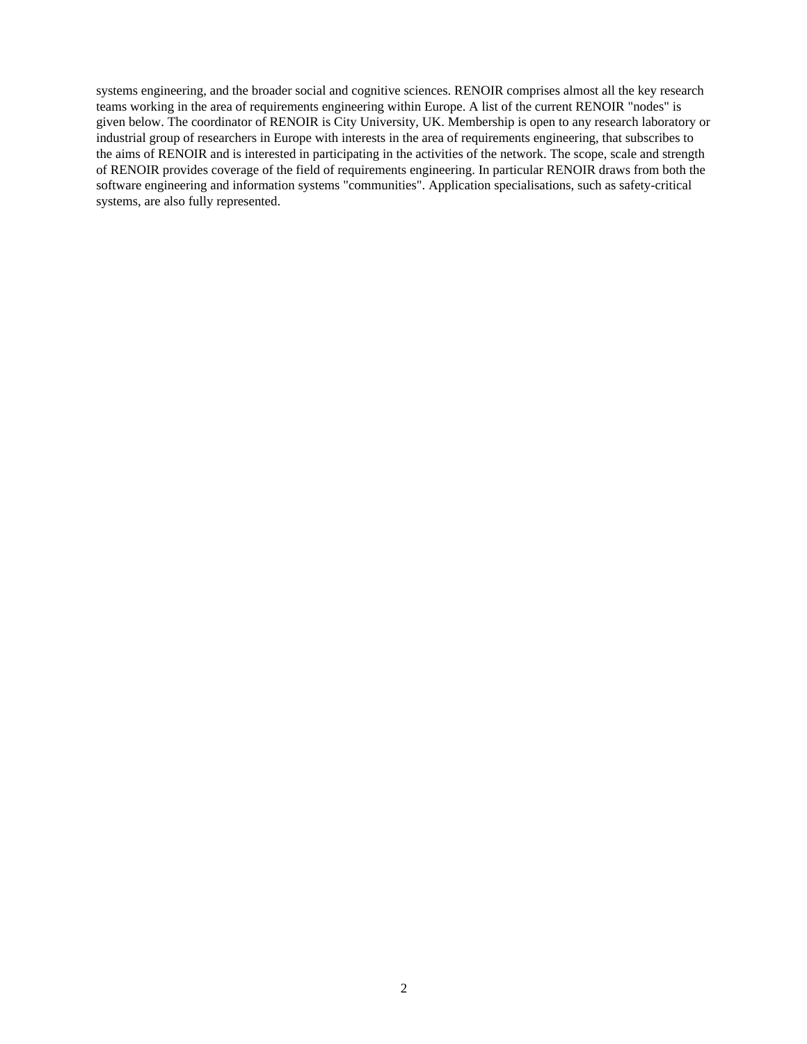systems engineering, and the broader social and cognitive sciences. RENOIR comprises almost all the key research teams working in the area of requirements engineering within Europe. A list of the current RENOIR "nodes" is given below. The coordinator of RENOIR is City University, UK. Membership is open to any research laboratory or industrial group of researchers in Europe with interests in the area of requirements engineering, that subscribes to the aims of RENOIR and is interested in participating in the activities of the network. The scope, scale and strength of RENOIR provides coverage of the field of requirements engineering. In particular RENOIR draws from both the software engineering and information systems "communities". Application specialisations, such as safety-critical systems, are also fully represented.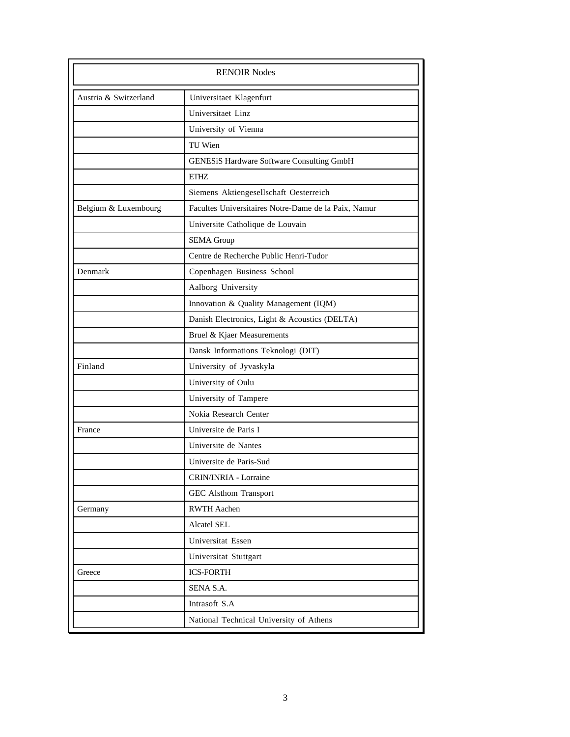| RENOIR Nodes | |
|---|---|
| Austria & Switzerland | Universitaet Klagenfurt |
| | Universitaet Linz |
| | University of Vienna |
| | TU Wien |
| | GENESiS Hardware Software Consulting GmbH |
| | ETHZ |
| | Siemens Aktiengesellschaft Oesterreich |
| Belgium & Luxembourg | Facultes Universitaires Notre-Dame de la Paix, Namur |
| | Universite Catholique de Louvain |
| | SEMA Group |
| | Centre de Recherche Public Henri-Tudor |
| Denmark | Copenhagen Business School |
| | Aalborg University |
| | Innovation & Quality Management (IQM) |
| | Danish Electronics, Light & Acoustics (DELTA) |
| | Bruel & Kjaer Measurements |
| | Dansk Informations Teknologi (DIT) |
| Finland | University of Jyvaskyla |
| | University of Oulu |
| | University of Tampere |
| | Nokia Research Center |
| France | Universite de Paris I |
| | Universite de Nantes |
| | Universite de Paris-Sud |
| | CRIN/INRIA - Lorraine |
| | GEC Alsthom Transport |
| Germany | RWTH Aachen |
| | Alcatel SEL |
| | Universitat Essen |
| | Universitat Stuttgart |
| Greece | ICS-FORTH |
| | SENA S.A. |
| | Intrasoft S.A |
| | National Technical University of Athens |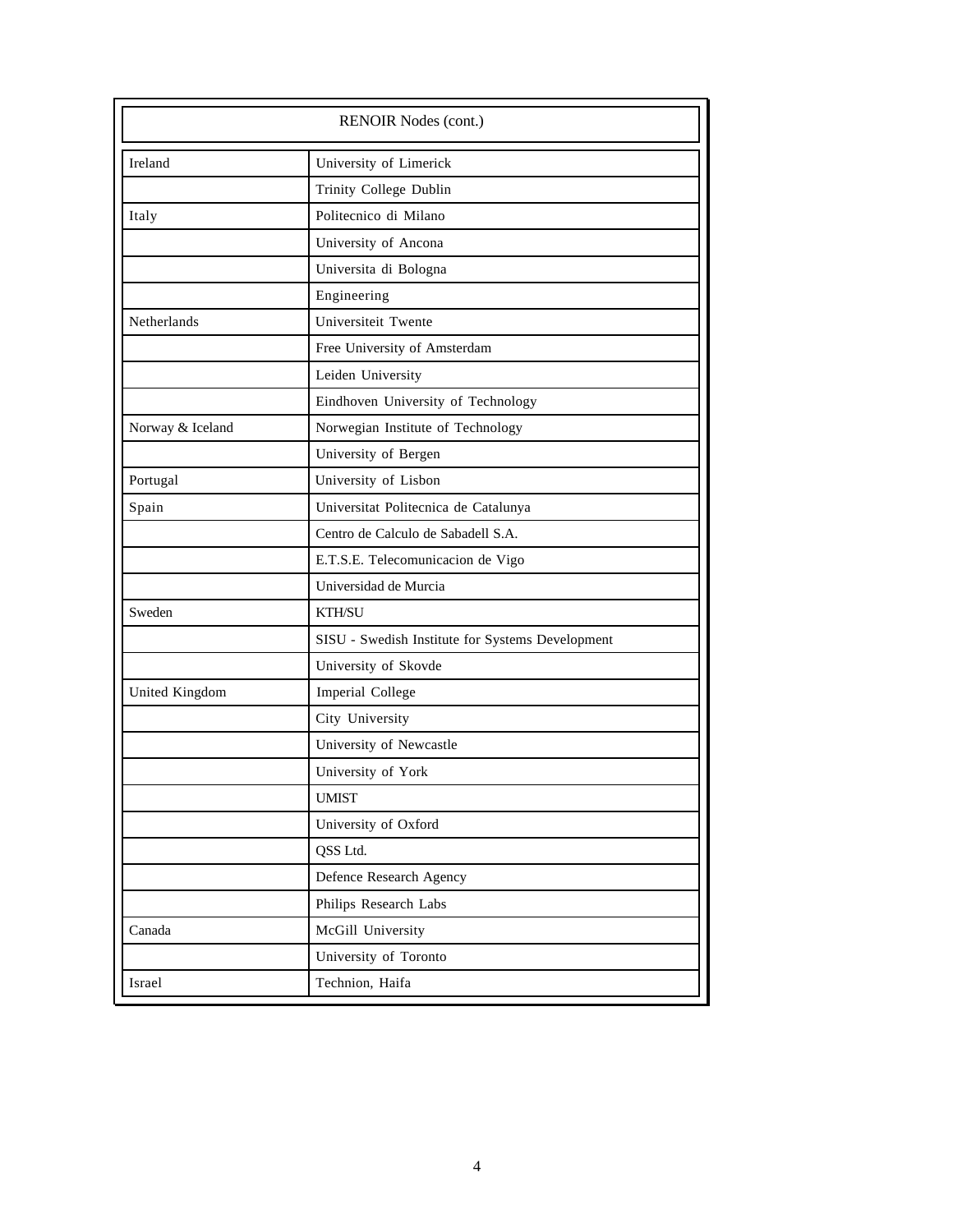| RENOIR Nodes (cont.) | |
|---|---|
| Ireland | University of Limerick |
| | Trinity College Dublin |
| Italy | Politecnico di Milano |
| | University of Ancona |
| | Universita di Bologna |
| | Engineering |
| Netherlands | Universiteit Twente |
| | Free University of Amsterdam |
| | Leiden University |
| | Eindhoven University of Technology |
| Norway & Iceland | Norwegian Institute of Technology |
| | University of Bergen |
| Portugal | University of Lisbon |
| Spain | Universitat Politecnica de Catalunya |
| | Centro de Calculo de Sabadell S.A. |
| | E.T.S.E. Telecomunicacion de Vigo |
| | Universidad de Murcia |
| Sweden | KTH/SU |
| | SISU - Swedish Institute for Systems Development |
| | University of Skovde |
| United Kingdom | Imperial College |
| | City University |
| | University of Newcastle |
| | University of York |
| | UMIST |
| | University of Oxford |
| | QSS Ltd. |
| | Defence Research Agency |
| | Philips Research Labs |
| Canada | McGill University |
| | University of Toronto |
| Israel | Technion, Haifa |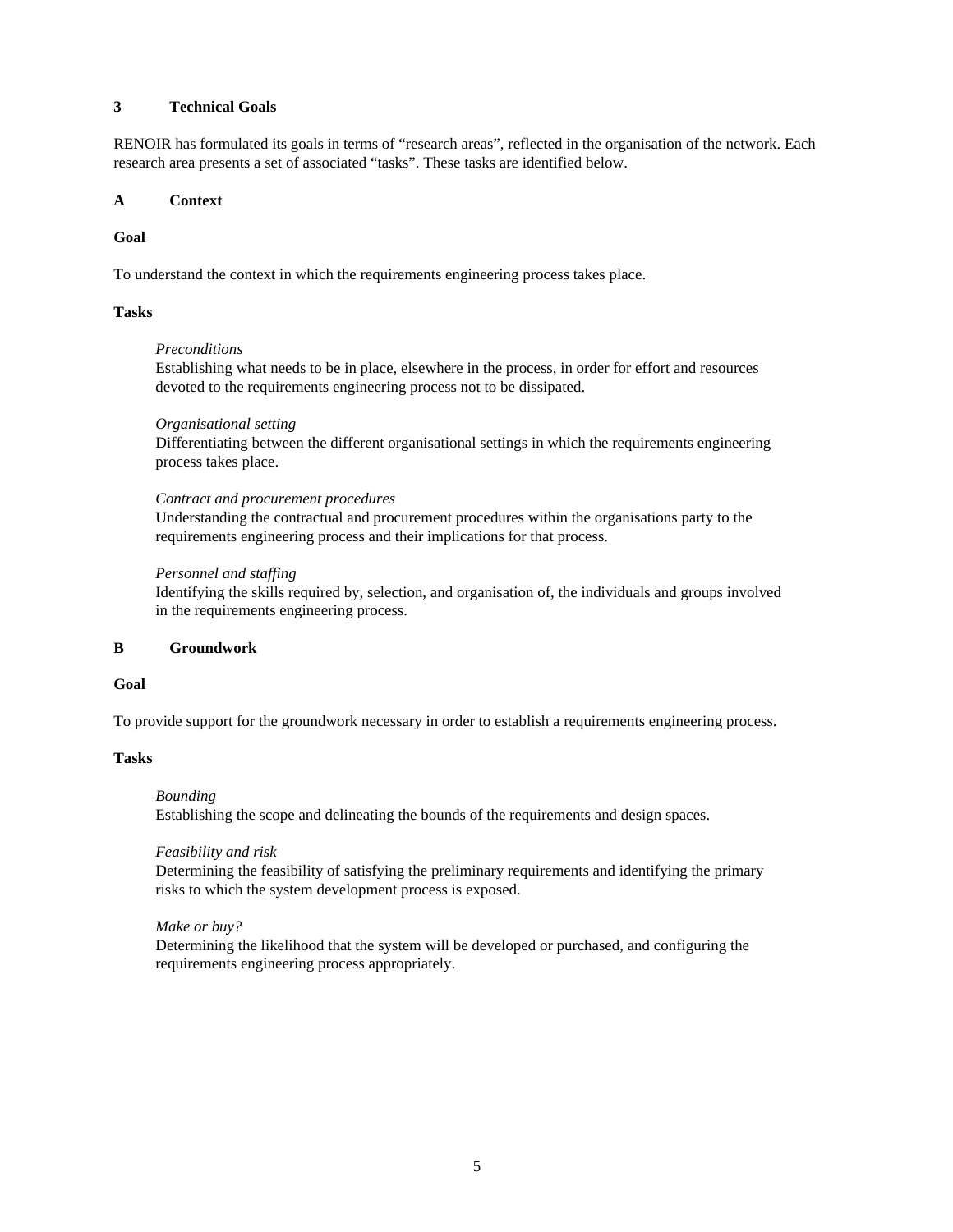## 3 Technical Goals

RENOIR has formulated its goals in terms of “research areas”, reflected in the organisation of the network. Each research area presents a set of associated “tasks”. These tasks are identified below.

### A Context

**Goal**

To understand the context in which the requirements engineering process takes place.

**Tasks**

*Preconditions*
Establishing what needs to be in place, elsewhere in the process, in order for effort and resources devoted to the requirements engineering process not to be dissipated.

*Organisational setting*
Differentiating between the different organisational settings in which the requirements engineering process takes place.

*Contract and procurement procedures*
Understanding the contractual and procurement procedures within the organisations party to the requirements engineering process and their implications for that process.

*Personnel and staffing*
Identifying the skills required by, selection, and organisation of, the individuals and groups involved in the requirements engineering process.

### B Groundwork

**Goal**

To provide support for the groundwork necessary in order to establish a requirements engineering process.

**Tasks**

*Bounding*
Establishing the scope and delineating the bounds of the requirements and design spaces.

*Feasibility and risk*
Determining the feasibility of satisfying the preliminary requirements and identifying the primary risks to which the system development process is exposed.

*Make or buy?*
Determining the likelihood that the system will be developed or purchased, and configuring the requirements engineering process appropriately.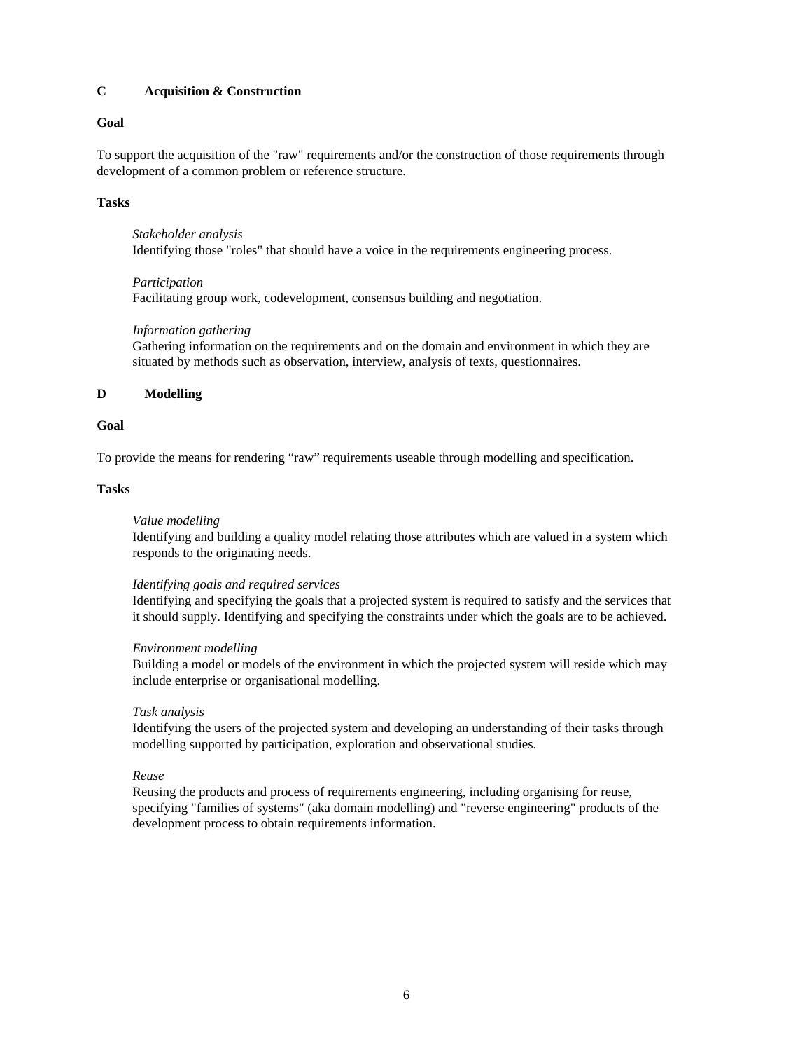## C Acquisition & Construction

**Goal**

To support the acquisition of the "raw" requirements and/or the construction of those requirements through development of a common problem or reference structure.

**Tasks**

*Stakeholder analysis*
Identifying those "roles" that should have a voice in the requirements engineering process.

*Participation*
Facilitating group work, codevelopment, consensus building and negotiation.

*Information gathering*
Gathering information on the requirements and on the domain and environment in which they are situated by methods such as observation, interview, analysis of texts, questionnaires.

## D Modelling

**Goal**

To provide the means for rendering “raw” requirements useable through modelling and specification.

**Tasks**

*Value modelling*
Identifying and building a quality model relating those attributes which are valued in a system which responds to the originating needs.

*Identifying goals and required services*
Identifying and specifying the goals that a projected system is required to satisfy and the services that it should supply. Identifying and specifying the constraints under which the goals are to be achieved.

*Environment modelling*
Building a model or models of the environment in which the projected system will reside which may include enterprise or organisational modelling.

*Task analysis*
Identifying the users of the projected system and developing an understanding of their tasks through modelling supported by participation, exploration and observational studies.

*Reuse*
Reusing the products and process of requirements engineering, including organising for reuse, specifying "families of systems" (aka domain modelling) and "reverse engineering" products of the development process to obtain requirements information.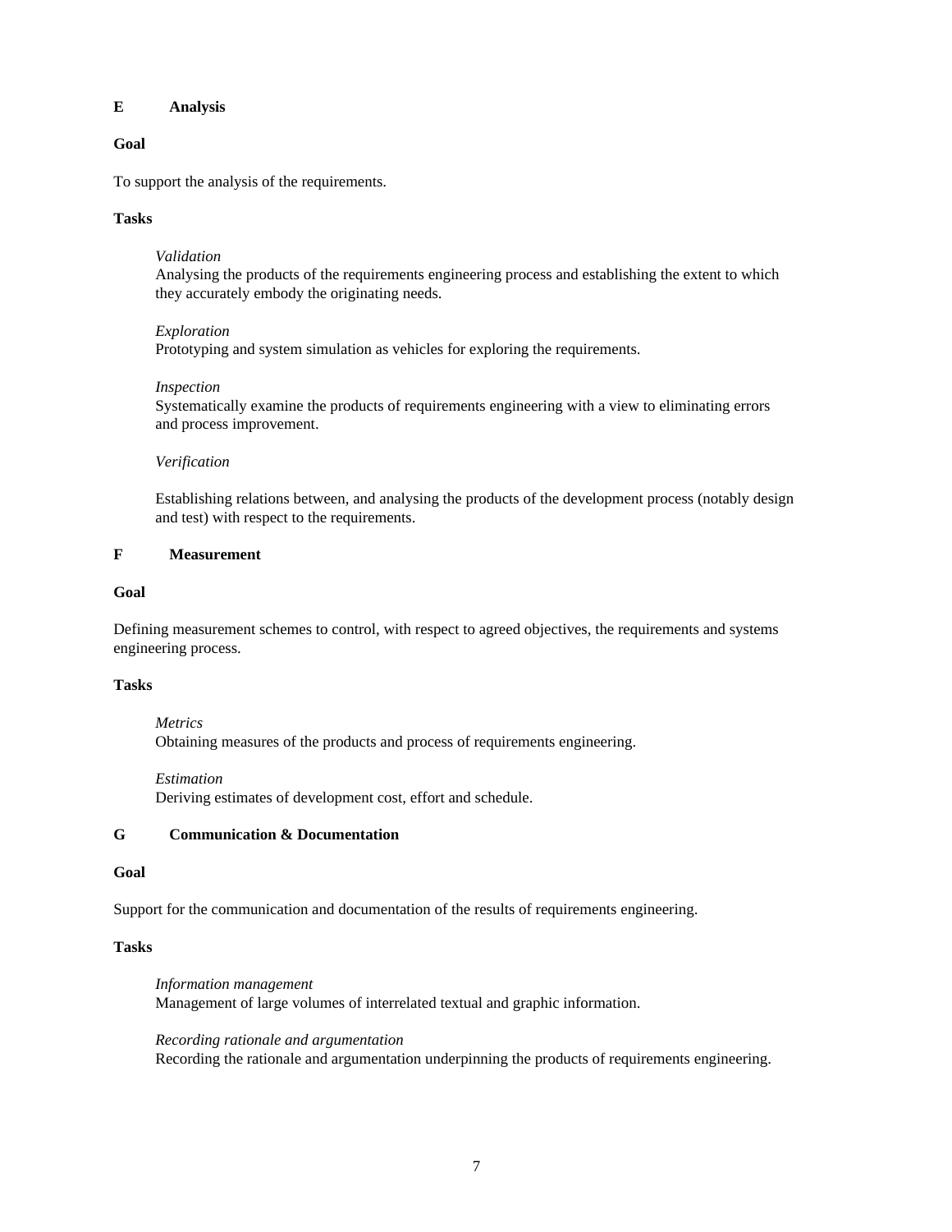## E Analysis

**Goal**

To support the analysis of the requirements.

**Tasks**

*Validation*
Analysing the products of the requirements engineering process and establishing the extent to which they accurately embody the originating needs.

*Exploration*
Prototyping and system simulation as vehicles for exploring the requirements.

*Inspection*
Systematically examine the products of requirements engineering with a view to eliminating errors and process improvement.

*Verification*

Establishing relations between, and analysing the products of the development process (notably design and test) with respect to the requirements.

## F Measurement

**Goal**

Defining measurement schemes to control, with respect to agreed objectives, the requirements and systems engineering process.

**Tasks**

*Metrics*
Obtaining measures of the products and process of requirements engineering.

*Estimation*
Deriving estimates of development cost, effort and schedule.

## G Communication & Documentation

**Goal**

Support for the communication and documentation of the results of requirements engineering.

**Tasks**

*Information management*
Management of large volumes of interrelated textual and graphic information.

*Recording rationale and argumentation*
Recording the rationale and argumentation underpinning the products of requirements engineering.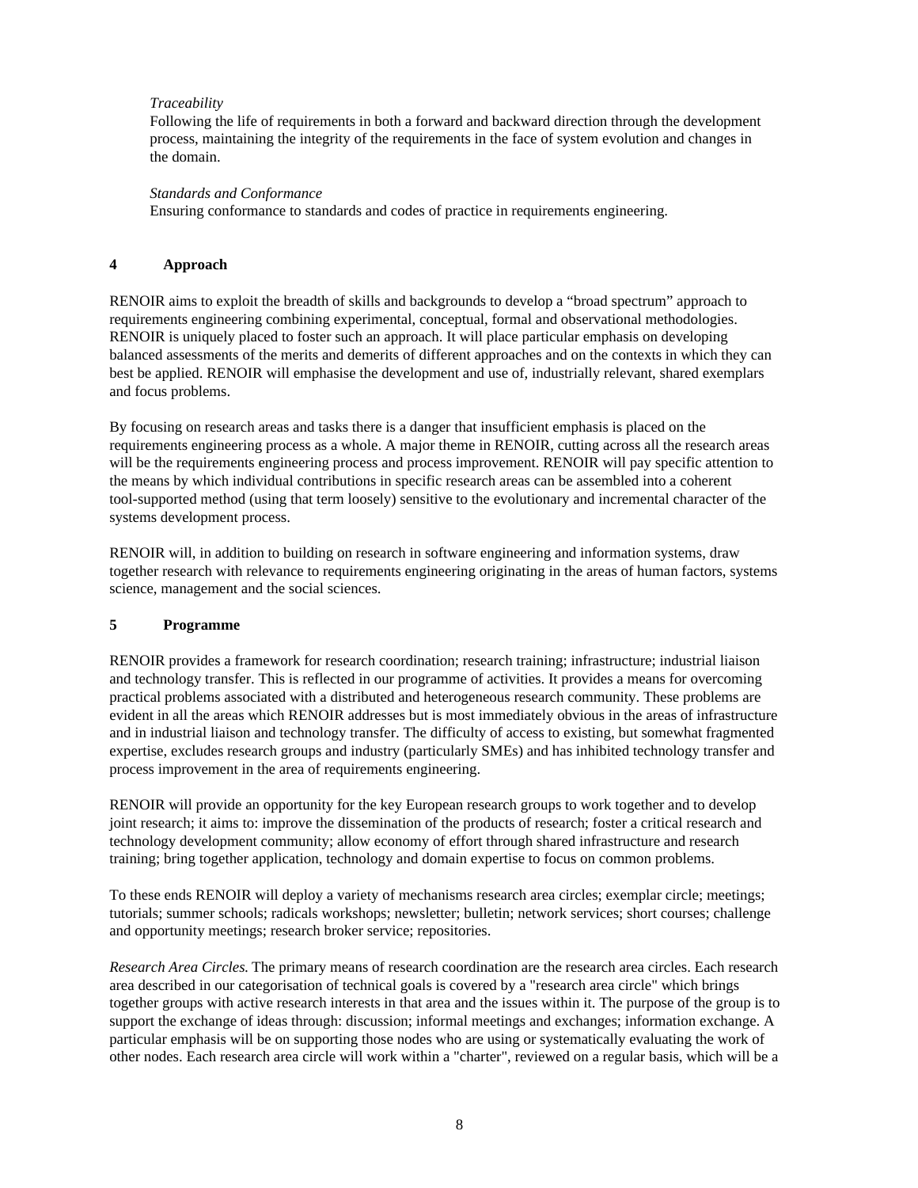*Traceability*
Following the life of requirements in both a forward and backward direction through the development process, maintaining the integrity of the requirements in the face of system evolution and changes in the domain.

*Standards and Conformance*
Ensuring conformance to standards and codes of practice in requirements engineering.

## 4 Approach

RENOIR aims to exploit the breadth of skills and backgrounds to develop a "broad spectrum" approach to requirements engineering combining experimental, conceptual, formal and observational methodologies. RENOIR is uniquely placed to foster such an approach. It will place particular emphasis on developing balanced assessments of the merits and demerits of different approaches and on the contexts in which they can best be applied. RENOIR will emphasise the development and use of, industrially relevant, shared exemplars and focus problems.

By focusing on research areas and tasks there is a danger that insufficient emphasis is placed on the requirements engineering process as a whole. A major theme in RENOIR, cutting across all the research areas will be the requirements engineering process and process improvement. RENOIR will pay specific attention to the means by which individual contributions in specific research areas can be assembled into a coherent tool-supported method (using that term loosely) sensitive to the evolutionary and incremental character of the systems development process.

RENOIR will, in addition to building on research in software engineering and information systems, draw together research with relevance to requirements engineering originating in the areas of human factors, systems science, management and the social sciences.

## 5 Programme

RENOIR provides a framework for research coordination; research training; infrastructure; industrial liaison and technology transfer. This is reflected in our programme of activities. It provides a means for overcoming practical problems associated with a distributed and heterogeneous research community. These problems are evident in all the areas which RENOIR addresses but is most immediately obvious in the areas of infrastructure and in industrial liaison and technology transfer. The difficulty of access to existing, but somewhat fragmented expertise, excludes research groups and industry (particularly SMEs) and has inhibited technology transfer and process improvement in the area of requirements engineering.

RENOIR will provide an opportunity for the key European research groups to work together and to develop joint research; it aims to: improve the dissemination of the products of research; foster a critical research and technology development community; allow economy of effort through shared infrastructure and research training; bring together application, technology and domain expertise to focus on common problems.

To these ends RENOIR will deploy a variety of mechanisms research area circles; exemplar circle; meetings; tutorials; summer schools; radicals workshops; newsletter; bulletin; network services; short courses; challenge and opportunity meetings; research broker service; repositories.

*Research Area Circles.* The primary means of research coordination are the research area circles. Each research area described in our categorisation of technical goals is covered by a "research area circle" which brings together groups with active research interests in that area and the issues within it. The purpose of the group is to support the exchange of ideas through: discussion; informal meetings and exchanges; information exchange. A particular emphasis will be on supporting those nodes who are using or systematically evaluating the work of other nodes. Each research area circle will work within a "charter", reviewed on a regular basis, which will be a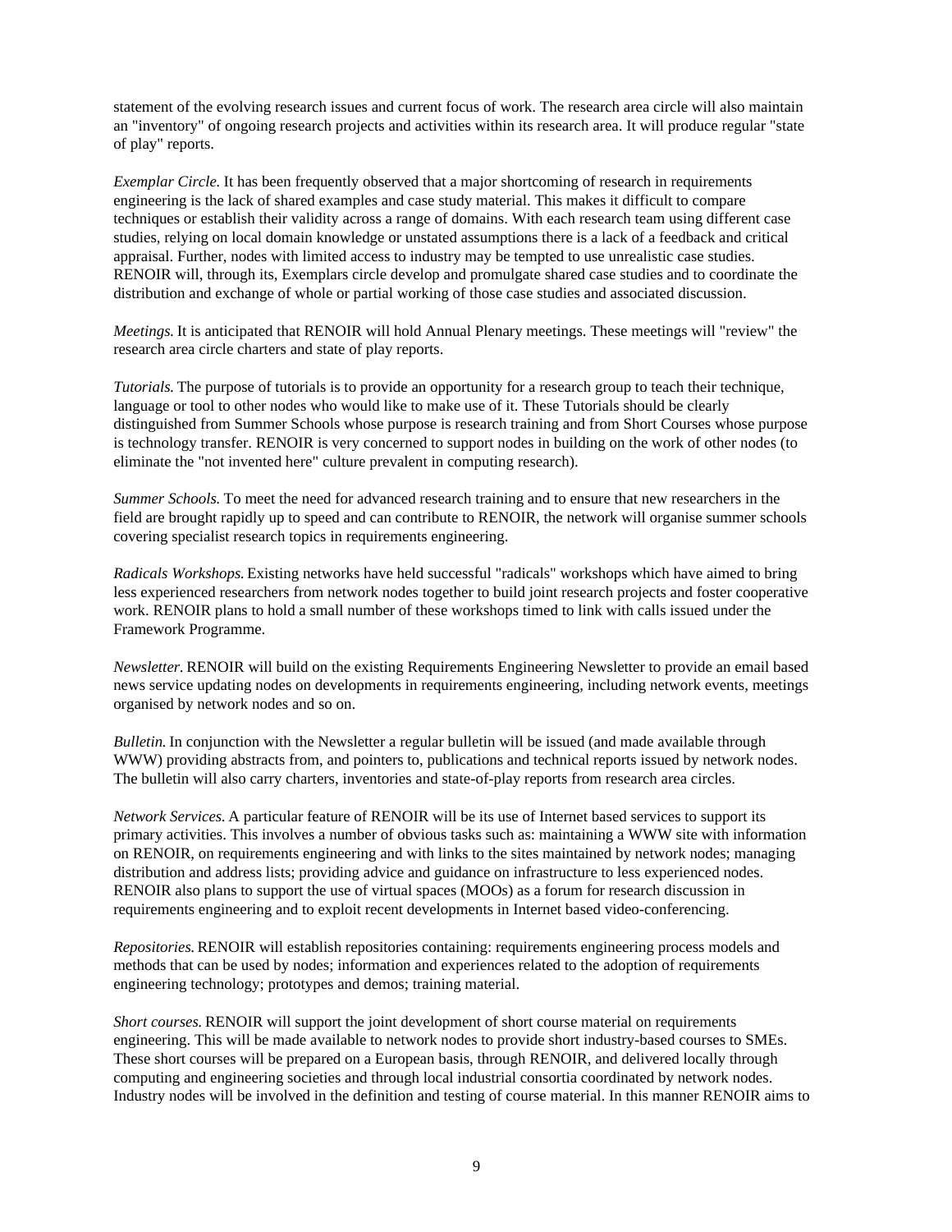statement of the evolving research issues and current focus of work. The research area circle will also maintain an "inventory" of ongoing research projects and activities within its research area. It will produce regular "state of play" reports.

*Exemplar Circle.* It has been frequently observed that a major shortcoming of research in requirements engineering is the lack of shared examples and case study material. This makes it difficult to compare techniques or establish their validity across a range of domains. With each research team using different case studies, relying on local domain knowledge or unstated assumptions there is a lack of a feedback and critical appraisal. Further, nodes with limited access to industry may be tempted to use unrealistic case studies. RENOIR will, through its, Exemplars circle develop and promulgate shared case studies and to coordinate the distribution and exchange of whole or partial working of those case studies and associated discussion.

*Meetings.* It is anticipated that RENOIR will hold Annual Plenary meetings. These meetings will "review" the research area circle charters and state of play reports.

*Tutorials.* The purpose of tutorials is to provide an opportunity for a research group to teach their technique, language or tool to other nodes who would like to make use of it. These Tutorials should be clearly distinguished from Summer Schools whose purpose is research training and from Short Courses whose purpose is technology transfer. RENOIR is very concerned to support nodes in building on the work of other nodes (to eliminate the "not invented here" culture prevalent in computing research).

*Summer Schools.* To meet the need for advanced research training and to ensure that new researchers in the field are brought rapidly up to speed and can contribute to RENOIR, the network will organise summer schools covering specialist research topics in requirements engineering.

*Radicals Workshops.* Existing networks have held successful "radicals" workshops which have aimed to bring less experienced researchers from network nodes together to build joint research projects and foster cooperative work. RENOIR plans to hold a small number of these workshops timed to link with calls issued under the Framework Programme.

*Newsletter.* RENOIR will build on the existing Requirements Engineering Newsletter to provide an email based news service updating nodes on developments in requirements engineering, including network events, meetings organised by network nodes and so on.

*Bulletin.* In conjunction with the Newsletter a regular bulletin will be issued (and made available through WWW) providing abstracts from, and pointers to, publications and technical reports issued by network nodes. The bulletin will also carry charters, inventories and state-of-play reports from research area circles.

*Network Services.* A particular feature of RENOIR will be its use of Internet based services to support its primary activities. This involves a number of obvious tasks such as: maintaining a WWW site with information on RENOIR, on requirements engineering and with links to the sites maintained by network nodes; managing distribution and address lists; providing advice and guidance on infrastructure to less experienced nodes. RENOIR also plans to support the use of virtual spaces (MOOs) as a forum for research discussion in requirements engineering and to exploit recent developments in Internet based video-conferencing.

*Repositories.* RENOIR will establish repositories containing: requirements engineering process models and methods that can be used by nodes; information and experiences related to the adoption of requirements engineering technology; prototypes and demos; training material.

*Short courses.* RENOIR will support the joint development of short course material on requirements engineering. This will be made available to network nodes to provide short industry-based courses to SMEs. These short courses will be prepared on a European basis, through RENOIR, and delivered locally through computing and engineering societies and through local industrial consortia coordinated by network nodes. Industry nodes will be involved in the definition and testing of course material. In this manner RENOIR aims to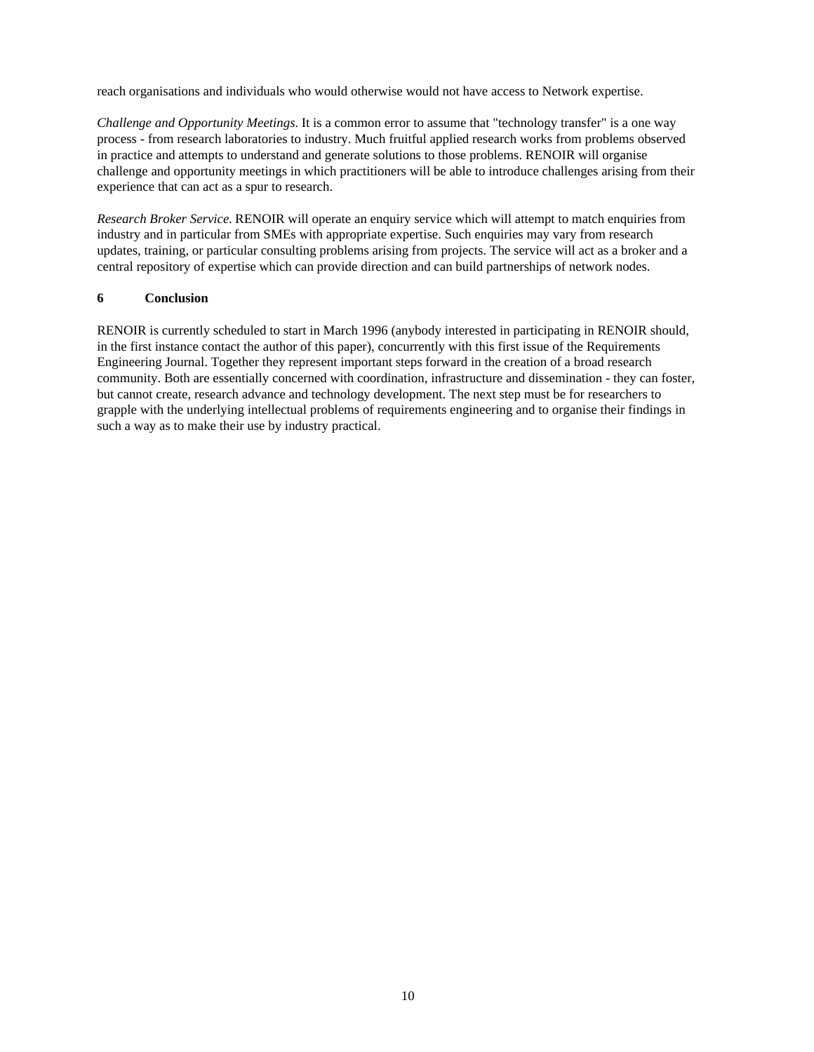reach organisations and individuals who would otherwise would not have access to Network expertise.

*Challenge and Opportunity Meetings.* It is a common error to assume that "technology transfer" is a one way process - from research laboratories to industry. Much fruitful applied research works from problems observed in practice and attempts to understand and generate solutions to those problems. RENOIR will organise challenge and opportunity meetings in which practitioners will be able to introduce challenges arising from their experience that can act as a spur to research.

*Research Broker Service.* RENOIR will operate an enquiry service which will attempt to match enquiries from industry and in particular from SMEs with appropriate expertise. Such enquiries may vary from research updates, training, or particular consulting problems arising from projects. The service will act as a broker and a central repository of expertise which can provide direction and can build partnerships of network nodes.

## 6 Conclusion

RENOIR is currently scheduled to start in March 1996 (anybody interested in participating in RENOIR should, in the first instance contact the author of this paper), concurrently with this first issue of the Requirements Engineering Journal. Together they represent important steps forward in the creation of a broad research community. Both are essentially concerned with coordination, infrastructure and dissemination - they can foster, but cannot create, research advance and technology development. The next step must be for researchers to grapple with the underlying intellectual problems of requirements engineering and to organise their findings in such a way as to make their use by industry practical.